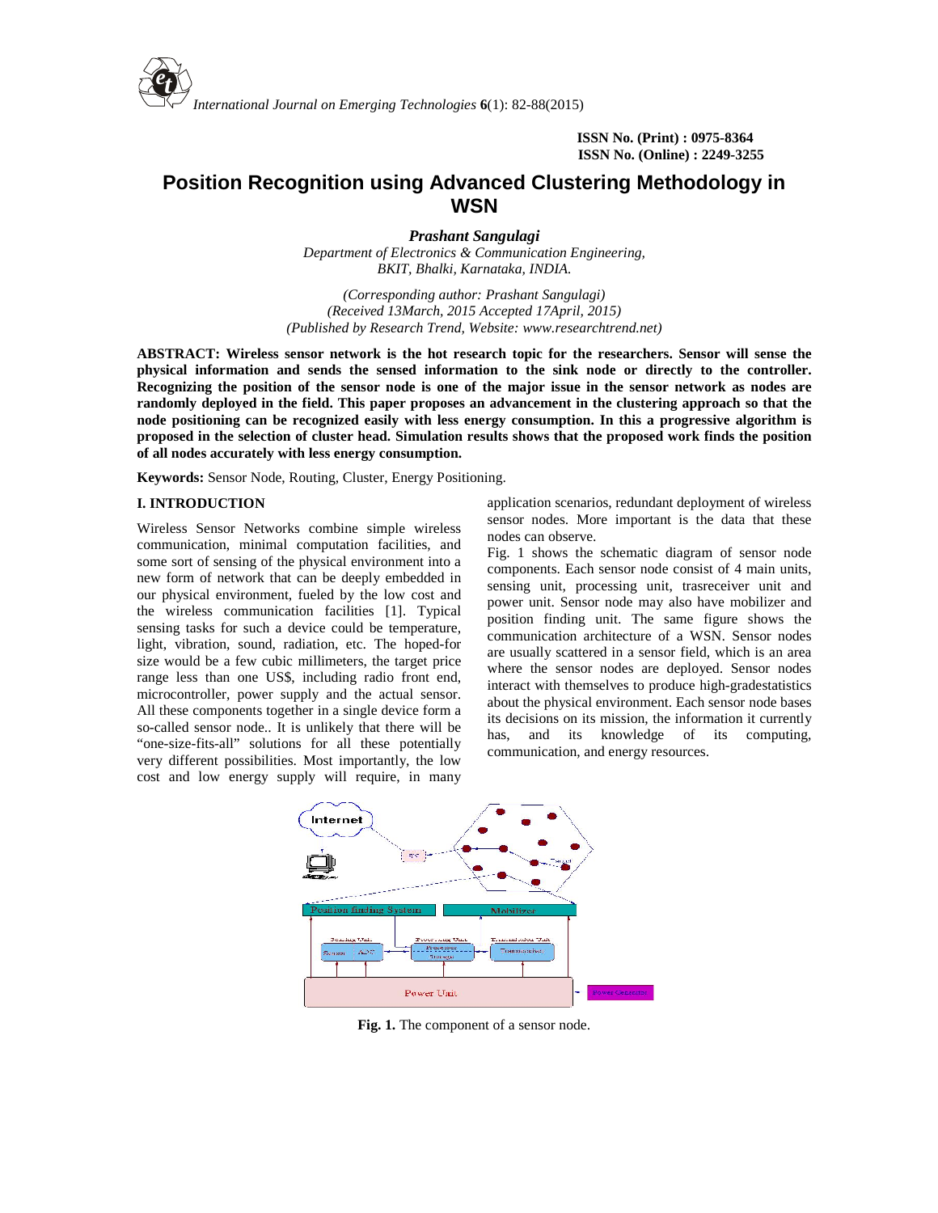ISSN No. (Print) : 0975-8364
ISSN No. (Online) : 2249-3255

# Position Recognition using Advanced Clustering Methodology in WSN

***Prashant Sangulagi***
*Department of Electronics & Communication Engineering,*
*BKIT, Bhalki, Karnataka, INDIA.*

*(Corresponding author: Prashant Sangulagi)*
*(Received 13March, 2015 Accepted 17April, 2015)*
*(Published by Research Trend, Website: www.researchtrend.net)*

**ABSTRACT: Wireless sensor network is the hot research topic for the researchers. Sensor will sense the physical information and sends the sensed information to the sink node or directly to the controller. Recognizing the position of the sensor node is one of the major issue in the sensor network as nodes are randomly deployed in the field. This paper proposes an advancement in the clustering approach so that the node positioning can be recognized easily with less energy consumption. In this a progressive algorithm is proposed in the selection of cluster head. Simulation results shows that the proposed work finds the position of all nodes accurately with less energy consumption.**

**Keywords:** Sensor Node, Routing, Cluster, Energy Positioning.

## I. INTRODUCTION

Wireless Sensor Networks combine simple wireless communication, minimal computation facilities, and some sort of sensing of the physical environment into a new form of network that can be deeply embedded in our physical environment, fueled by the low cost and the wireless communication facilities [1]. Typical sensing tasks for such a device could be temperature, light, vibration, sound, radiation, etc. The hoped-for size would be a few cubic millimeters, the target price range less than one US$, including radio front end, microcontroller, power supply and the actual sensor. All these components together in a single device form a so-called sensor node.. It is unlikely that there will be "one-size-fits-all" solutions for all these potentially very different possibilities. Most importantly, the low cost and low energy supply will require, in many application scenarios, redundant deployment of wireless sensor nodes. More important is the data that these nodes can observe.

Fig. 1 shows the schematic diagram of sensor node components. Each sensor node consist of 4 main units, sensing unit, processing unit, trasreceiver unit and power unit. Sensor node may also have mobilizer and position finding unit. The same figure shows the communication architecture of a WSN. Sensor nodes are usually scattered in a sensor field, which is an area where the sensor nodes are deployed. Sensor nodes interact with themselves to produce high-gradestatistics about the physical environment. Each sensor node bases its decisions on its mission, the information it currently has, and its knowledge of its computing, communication, and energy resources.

**Fig. 1.** The component of a sensor node.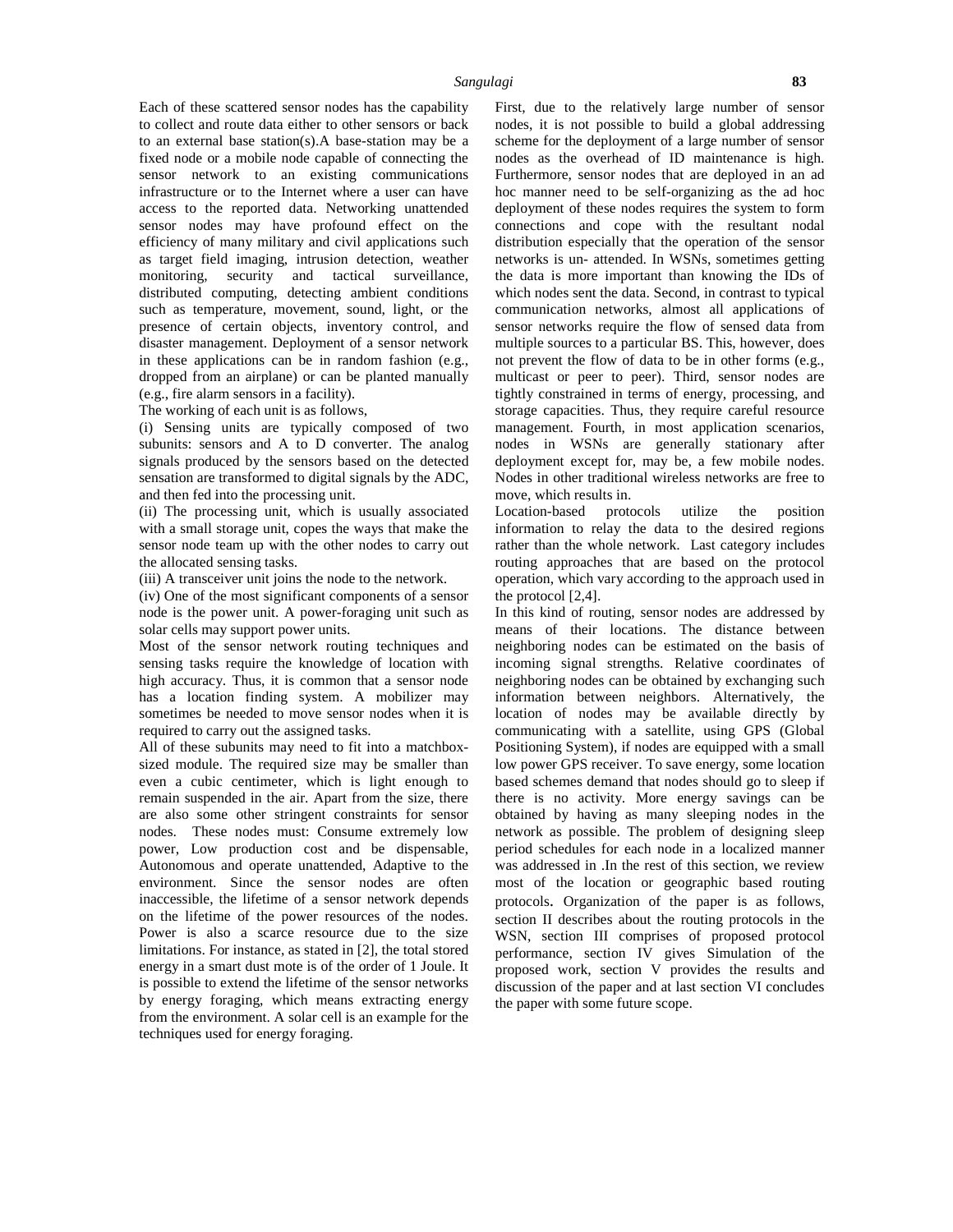Each of these scattered sensor nodes has the capability to collect and route data either to other sensors or back to an external base station(s).A base-station may be a fixed node or a mobile node capable of connecting the sensor network to an existing communications infrastructure or to the Internet where a user can have access to the reported data. Networking unattended sensor nodes may have profound effect on the efficiency of many military and civil applications such as target field imaging, intrusion detection, weather monitoring, security and tactical surveillance, distributed computing, detecting ambient conditions such as temperature, movement, sound, light, or the presence of certain objects, inventory control, and disaster management. Deployment of a sensor network in these applications can be in random fashion (e.g., dropped from an airplane) or can be planted manually (e.g., fire alarm sensors in a facility).

The working of each unit is as follows,

(i) Sensing units are typically composed of two subunits: sensors and A to D converter. The analog signals produced by the sensors based on the detected sensation are transformed to digital signals by the ADC, and then fed into the processing unit.

(ii) The processing unit, which is usually associated with a small storage unit, copes the ways that make the sensor node team up with the other nodes to carry out the allocated sensing tasks.

(iii) A transceiver unit joins the node to the network.

(iv) One of the most significant components of a sensor node is the power unit. A power-foraging unit such as solar cells may support power units.

Most of the sensor network routing techniques and sensing tasks require the knowledge of location with high accuracy. Thus, it is common that a sensor node has a location finding system. A mobilizer may sometimes be needed to move sensor nodes when it is required to carry out the assigned tasks.

All of these subunits may need to fit into a matchbox-sized module. The required size may be smaller than even a cubic centimeter, which is light enough to remain suspended in the air. Apart from the size, there are also some other stringent constraints for sensor nodes. These nodes must: Consume extremely low power, Low production cost and be dispensable, Autonomous and operate unattended, Adaptive to the environment. Since the sensor nodes are often inaccessible, the lifetime of a sensor network depends on the lifetime of the power resources of the nodes. Power is also a scarce resource due to the size limitations. For instance, as stated in [2], the total stored energy in a smart dust mote is of the order of 1 Joule. It is possible to extend the lifetime of the sensor networks by energy foraging, which means extracting energy from the environment. A solar cell is an example for the techniques used for energy foraging.

First, due to the relatively large number of sensor nodes, it is not possible to build a global addressing scheme for the deployment of a large number of sensor nodes as the overhead of ID maintenance is high. Furthermore, sensor nodes that are deployed in an ad hoc manner need to be self-organizing as the ad hoc deployment of these nodes requires the system to form connections and cope with the resultant nodal distribution especially that the operation of the sensor networks is un- attended. In WSNs, sometimes getting the data is more important than knowing the IDs of which nodes sent the data. Second, in contrast to typical communication networks, almost all applications of sensor networks require the flow of sensed data from multiple sources to a particular BS. This, however, does not prevent the flow of data to be in other forms (e.g., multicast or peer to peer). Third, sensor nodes are tightly constrained in terms of energy, processing, and storage capacities. Thus, they require careful resource management. Fourth, in most application scenarios, nodes in WSNs are generally stationary after deployment except for, may be, a few mobile nodes. Nodes in other traditional wireless networks are free to move, which results in.

Location-based protocols utilize the position information to relay the data to the desired regions rather than the whole network. Last category includes routing approaches that are based on the protocol operation, which vary according to the approach used in the protocol [2,4].

In this kind of routing, sensor nodes are addressed by means of their locations. The distance between neighboring nodes can be estimated on the basis of incoming signal strengths. Relative coordinates of neighboring nodes can be obtained by exchanging such information between neighbors. Alternatively, the location of nodes may be available directly by communicating with a satellite, using GPS (Global Positioning System), if nodes are equipped with a small low power GPS receiver. To save energy, some location based schemes demand that nodes should go to sleep if there is no activity. More energy savings can be obtained by having as many sleeping nodes in the network as possible. The problem of designing sleep period schedules for each node in a localized manner was addressed in .In the rest of this section, we review most of the location or geographic based routing protocols. Organization of the paper is as follows, section II describes about the routing protocols in the WSN, section III comprises of proposed protocol performance, section IV gives Simulation of the proposed work, section V provides the results and discussion of the paper and at last section VI concludes the paper with some future scope.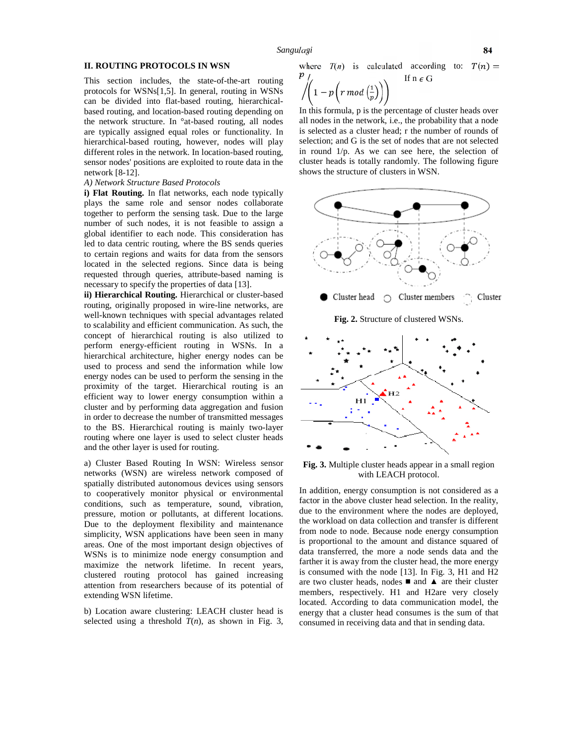## II. ROUTING PROTOCOLS IN WSN

This section includes, the state-of-the-art routing protocols for WSNs[1,5]. In general, routing in WSNs can be divided into flat-based routing, hierarchical-based routing, and location-based routing depending on the network structure. In °at-based routing, all nodes are typically assigned equal roles or functionality. In hierarchical-based routing, however, nodes will play different roles in the network. In location-based routing, sensor nodes' positions are exploited to route data in the network [8-12].

*A) Network Structure Based Protocols*

**i) Flat Routing.** In flat networks, each node typically plays the same role and sensor nodes collaborate together to perform the sensing task. Due to the large number of such nodes, it is not feasible to assign a global identifier to each node. This consideration has led to data centric routing, where the BS sends queries to certain regions and waits for data from the sensors located in the selected regions. Since data is being requested through queries, attribute-based naming is necessary to specify the properties of data [13].

**ii) Hierarchical Routing.** Hierarchical or cluster-based routing, originally proposed in wire-line networks, are well-known techniques with special advantages related to scalability and efficient communication. As such, the concept of hierarchical routing is also utilized to perform energy-efficient routing in WSNs. In a hierarchical architecture, higher energy nodes can be used to process and send the information while low energy nodes can be used to perform the sensing in the proximity of the target. Hierarchical routing is an efficient way to lower energy consumption within a cluster and by performing data aggregation and fusion in order to decrease the number of transmitted messages to the BS. Hierarchical routing is mainly two-layer routing where one layer is used to select cluster heads and the other layer is used for routing.

a) Cluster Based Routing In WSN: Wireless sensor networks (WSN) are wireless network composed of spatially distributed autonomous devices using sensors to cooperatively monitor physical or environmental conditions, such as temperature, sound, vibration, pressure, motion or pollutants, at different locations. Due to the deployment flexibility and maintenance simplicity, WSN applications have been seen in many areas. One of the most important design objectives of WSNs is to minimize node energy consumption and maximize the network lifetime. In recent years, clustered routing protocol has gained increasing attention from researchers because of its potential of extending WSN lifetime.

b) Location aware clustering: LEACH cluster head is selected using a threshold $T(n)$, as shown in Fig. 3, where $T(n)$ is calculated according to:

$$T(n) = p \Big/ \left(1 - p\left(r \bmod \left(\frac{1}{p}\right)\right)\right) \quad \text{If } n \in G$$

In this formula, p is the percentage of cluster heads over all nodes in the network, i.e., the probability that a node is selected as a cluster head; r the number of rounds of selection; and G is the set of nodes that are not selected in round 1/p. As we can see here, the selection of cluster heads is totally randomly. The following figure shows the structure of clusters in WSN.

● Cluster head ○ Cluster members ◌ Cluster

**Fig. 2.** Structure of clustered WSNs.

H1
H2

**Fig. 3.** Multiple cluster heads appear in a small region with LEACH protocol.

In addition, energy consumption is not considered as a factor in the above cluster head selection. In the reality, due to the environment where the nodes are deployed, the workload on data collection and transfer is different from node to node. Because node energy consumption is proportional to the amount and distance squared of data transferred, the more a node sends data and the farther it is away from the cluster head, the more energy is consumed with the node [13]. In Fig. 3, H1 and H2 are two cluster heads, nodes ■ and ▲ are their cluster members, respectively. H1 and H2are very closely located. According to data communication model, the energy that a cluster head consumes is the sum of that consumed in receiving data and that in sending data.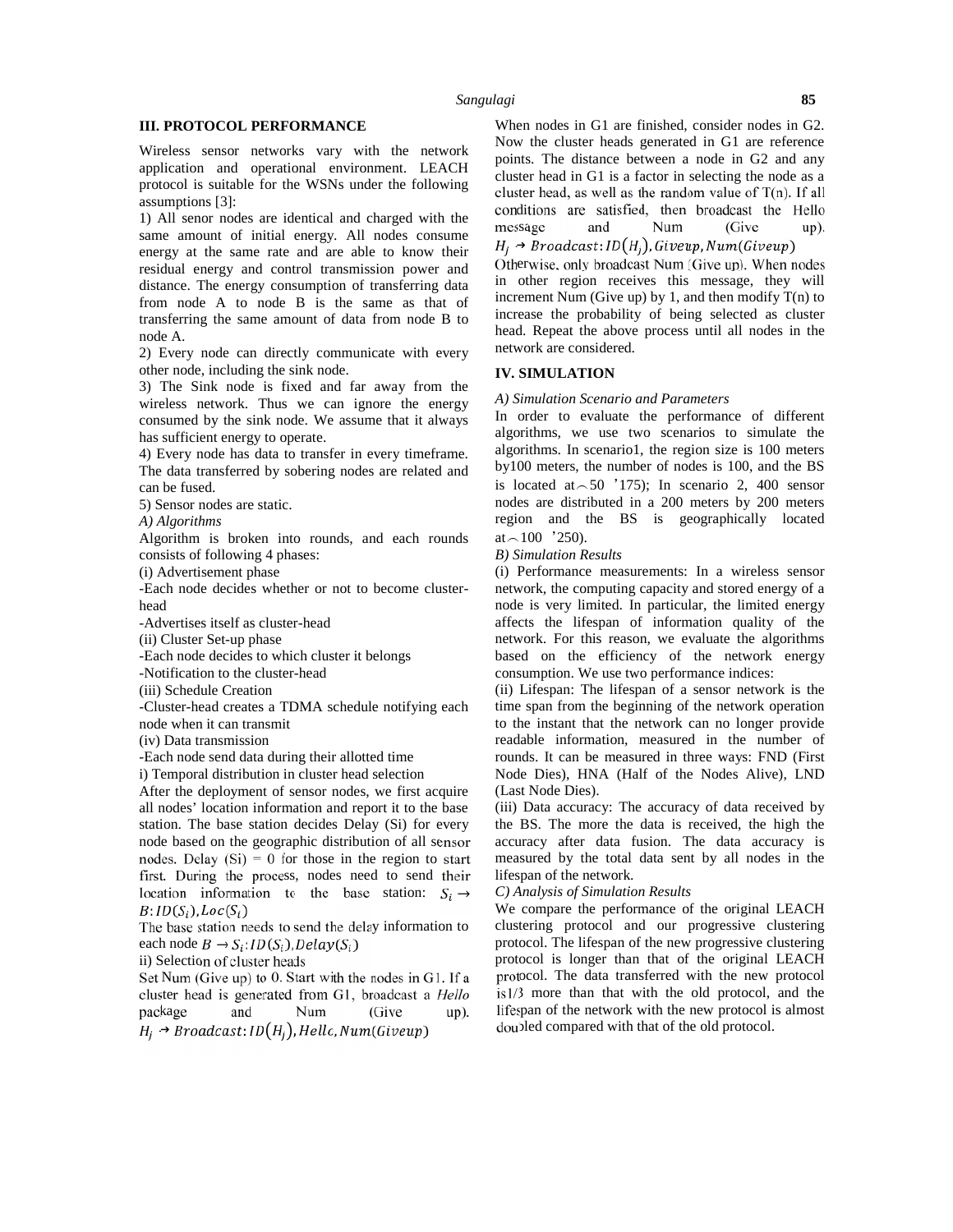## III. PROTOCOL PERFORMANCE

Wireless sensor networks vary with the network application and operational environment. LEACH protocol is suitable for the WSNs under the following assumptions [3]:

1) All senor nodes are identical and charged with the same amount of initial energy. All nodes consume energy at the same rate and are able to know their residual energy and control transmission power and distance. The energy consumption of transferring data from node A to node B is the same as that of transferring the same amount of data from node B to node A.

2) Every node can directly communicate with every other node, including the sink node.

3) The Sink node is fixed and far away from the wireless network. Thus we can ignore the energy consumed by the sink node. We assume that it always has sufficient energy to operate.

4) Every node has data to transfer in every timeframe. The data transferred by sobering nodes are related and can be fused.

5) Sensor nodes are static.

*A) Algorithms*

Algorithm is broken into rounds, and each rounds consists of following 4 phases:

(i) Advertisement phase

-Each node decides whether or not to become cluster-head

-Advertises itself as cluster-head

(ii) Cluster Set-up phase

-Each node decides to which cluster it belongs

-Notification to the cluster-head

(iii) Schedule Creation

-Cluster-head creates a TDMA schedule notifying each node when it can transmit

(iv) Data transmission

-Each node send data during their allotted time

i) Temporal distribution in cluster head selection

After the deployment of sensor nodes, we first acquire all nodes' location information and report it to the base station. The base station decides Delay (Si) for every node based on the geographic distribution of all sensor nodes. Delay (Si) = 0 for those in the region to start first. During the process, nodes need to send their location information to the base station: $S_i \rightarrow B: ID(S_i), Loc(S_i)$

The base station needs to send the delay information to each node $B \rightarrow S_i: ID(S_i), Delay(S_i)$

ii) Selection of cluster heads

Set Num (Give up) to 0. Start with the nodes in G1. If a cluster head is generated from G1, broadcast a *Hello* package and Num (Give up). $H_j \rightarrow Broadcast: ID(H_j), Hello, Num(Giveup)$

When nodes in G1 are finished, consider nodes in G2. Now the cluster heads generated in G1 are reference points. The distance between a node in G2 and any cluster head in G1 is a factor in selecting the node as a cluster head, as well as the random value of T(n). If all conditions are satisfied, then broadcast the Hello message and Num (Give up). $H_j \rightarrow Broadcast: ID(H_j), Giveup, Num(Giveup)$

Otherwise, only broadcast Num (Give up). When nodes in other region receives this message, they will increment Num (Give up) by 1, and then modify T(n) to increase the probability of being selected as cluster head. Repeat the above process until all nodes in the network are considered.

## IV. SIMULATION

*A) Simulation Scenario and Parameters*

In order to evaluate the performance of different algorithms, we use two scenarios to simulate the algorithms. In scenario1, the region size is 100 meters by100 meters, the number of nodes is 100, and the BS is located at︵50 ’175); In scenario 2, 400 sensor nodes are distributed in a 200 meters by 200 meters region and the BS is geographically located at︵100 ’250).

*B) Simulation Results*

(i) Performance measurements: In a wireless sensor network, the computing capacity and stored energy of a node is very limited. In particular, the limited energy affects the lifespan of information quality of the network. For this reason, we evaluate the algorithms based on the efficiency of the network energy consumption. We use two performance indices:

(ii) Lifespan: The lifespan of a sensor network is the time span from the beginning of the network operation to the instant that the network can no longer provide readable information, measured in the number of rounds. It can be measured in three ways: FND (First Node Dies), HNA (Half of the Nodes Alive), LND (Last Node Dies).

(iii) Data accuracy: The accuracy of data received by the BS. The more the data is received, the high the accuracy after data fusion. The data accuracy is measured by the total data sent by all nodes in the lifespan of the network.

*C) Analysis of Simulation Results*

We compare the performance of the original LEACH clustering protocol and our progressive clustering protocol. The lifespan of the new progressive clustering protocol is longer than that of the original LEACH protocol. The data transferred with the new protocol is1/3 more than that with the old protocol, and the lifespan of the network with the new protocol is almost doubled compared with that of the old protocol.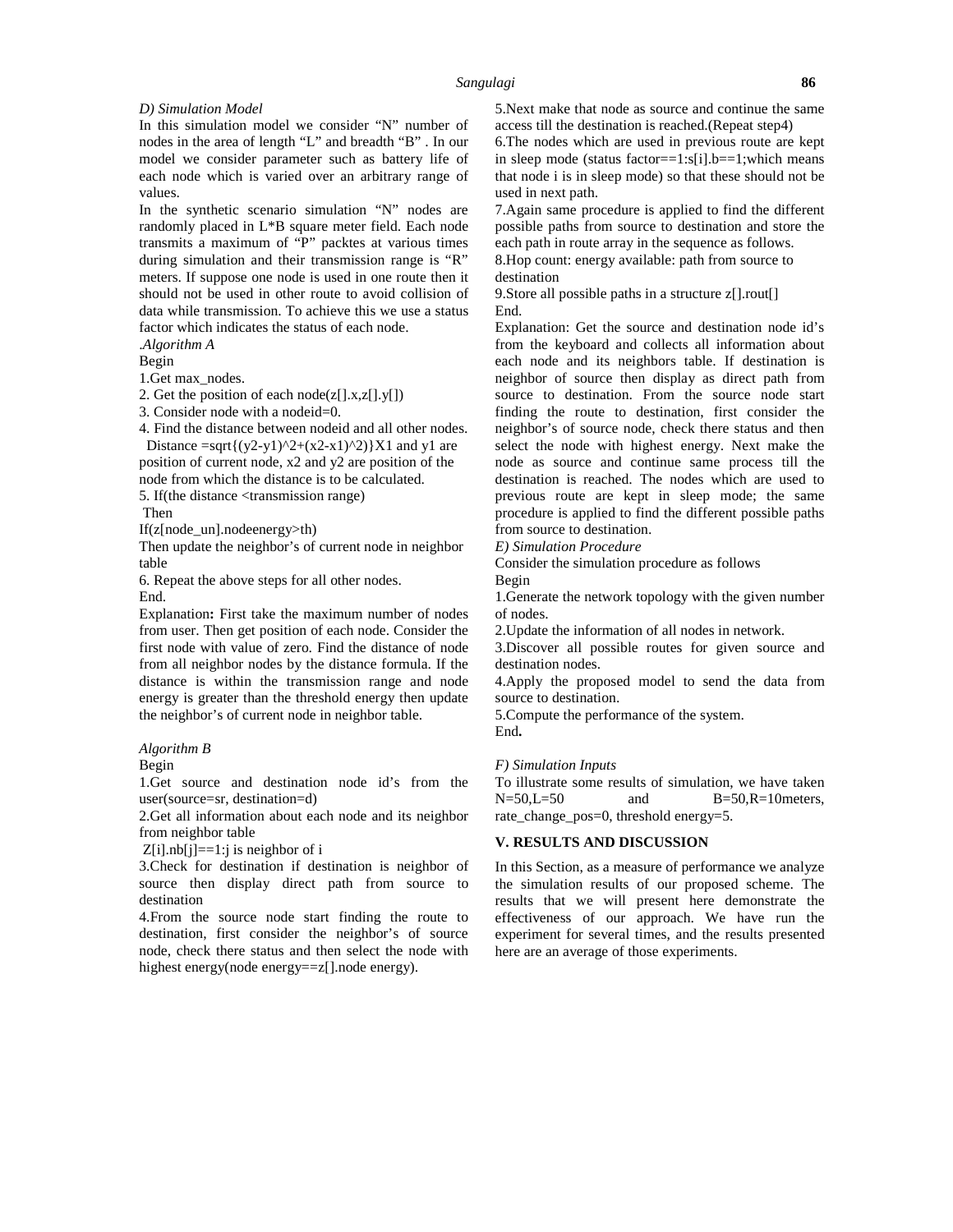*D) Simulation Model*

In this simulation model we consider "N" number of nodes in the area of length "L" and breadth "B" . In our model we consider parameter such as battery life of each node which is varied over an arbitrary range of values.

In the synthetic scenario simulation "N" nodes are randomly placed in L*B square meter field. Each node transmits a maximum of "P" packtes at various times during simulation and their transmission range is "R" meters. If suppose one node is used in one route then it should not be used in other route to avoid collision of data while transmission. To achieve this we use a status factor which indicates the status of each node.

*.Algorithm A*

Begin

1.Get max_nodes.

2. Get the position of each node(z[].x,z[].y[])

3. Consider node with a nodeid=0.

4. Find the distance between nodeid and all other nodes.
 Distance =sqrt{(y2-y1)^2+(x2-x1)^2)}X1 and y1 are position of current node, x2 and y2 are position of the node from which the distance is to be calculated.

5. If(the distance <transmission range)
 Then
If(z[node_un].nodeenergy>th)
Then update the neighbor's of current node in neighbor table

6. Repeat the above steps for all other nodes.

End.

Explanation**:** First take the maximum number of nodes from user. Then get position of each node. Consider the first node with value of zero. Find the distance of node from all neighbor nodes by the distance formula. If the distance is within the transmission range and node energy is greater than the threshold energy then update the neighbor's of current node in neighbor table.

*Algorithm B*

Begin

1.Get source and destination node id's from the user(source=sr, destination=d)

2.Get all information about each node and its neighbor from neighbor table
 Z[i].nb[j]==1:j is neighbor of i

3.Check for destination if destination is neighbor of source then display direct path from source to destination

4.From the source node start finding the route to destination, first consider the neighbor's of source node, check there status and then select the node with highest energy(node energy==z[].node energy).

5.Next make that node as source and continue the same access till the destination is reached.(Repeat step4)

6.The nodes which are used in previous route are kept in sleep mode (status factor==1:s[i].b==1;which means that node i is in sleep mode) so that these should not be used in next path.

7.Again same procedure is applied to find the different possible paths from source to destination and store the each path in route array in the sequence as follows.

8.Hop count: energy available: path from source to destination

9.Store all possible paths in a structure z[].rout[]

End.

Explanation: Get the source and destination node id's from the keyboard and collects all information about each node and its neighbors table. If destination is neighbor of source then display as direct path from source to destination. From the source node start finding the route to destination, first consider the neighbor's of source node, check there status and then select the node with highest energy. Next make the node as source and continue same process till the destination is reached. The nodes which are used to previous route are kept in sleep mode; the same procedure is applied to find the different possible paths from source to destination.

*E) Simulation Procedure*

Consider the simulation procedure as follows

Begin

1.Generate the network topology with the given number of nodes.

2.Update the information of all nodes in network.

3.Discover all possible routes for given source and destination nodes.

4.Apply the proposed model to send the data from source to destination.

5.Compute the performance of the system.

End**.**

*F) Simulation Inputs*

To illustrate some results of simulation, we have taken N=50,L=50 and B=50,R=10meters, rate_change_pos=0, threshold energy=5.

## V. RESULTS AND DISCUSSION

In this Section, as a measure of performance we analyze the simulation results of our proposed scheme. The results that we will present here demonstrate the effectiveness of our approach. We have run the experiment for several times, and the results presented here are an average of those experiments.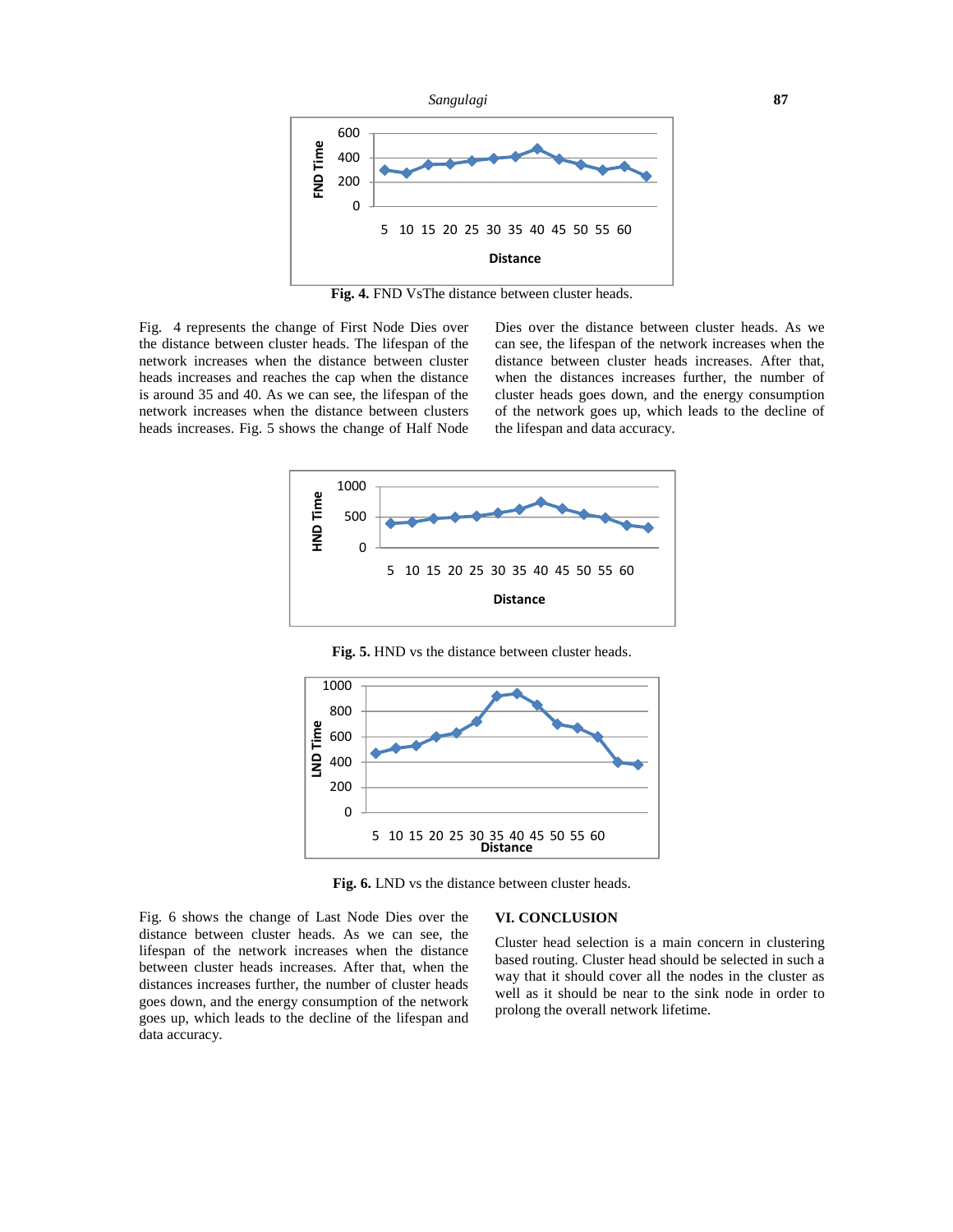Fig. 4. FND VsThe distance between cluster heads.

Fig. 4 represents the change of First Node Dies over the distance between cluster heads. The lifespan of the network increases when the distance between cluster heads increases and reaches the cap when the distance is around 35 and 40. As we can see, the lifespan of the network increases when the distance between clusters heads increases. Fig. 5 shows the change of Half Node Dies over the distance between cluster heads. As we can see, the lifespan of the network increases when the distance between cluster heads increases. After that, when the distances increases further, the number of cluster heads goes down, and the energy consumption of the network goes up, which leads to the decline of the lifespan and data accuracy.

**Fig. 5.** HND vs the distance between cluster heads.

**Fig. 6.** LND vs the distance between cluster heads.

Fig. 6 shows the change of Last Node Dies over the distance between cluster heads. As we can see, the lifespan of the network increases when the distance between cluster heads increases. After that, when the distances increases further, the number of cluster heads goes down, and the energy consumption of the network goes up, which leads to the decline of the lifespan and data accuracy.

## VI. CONCLUSION

Cluster head selection is a main concern in clustering based routing. Cluster head should be selected in such a way that it should cover all the nodes in the cluster as well as it should be near to the sink node in order to prolong the overall network lifetime.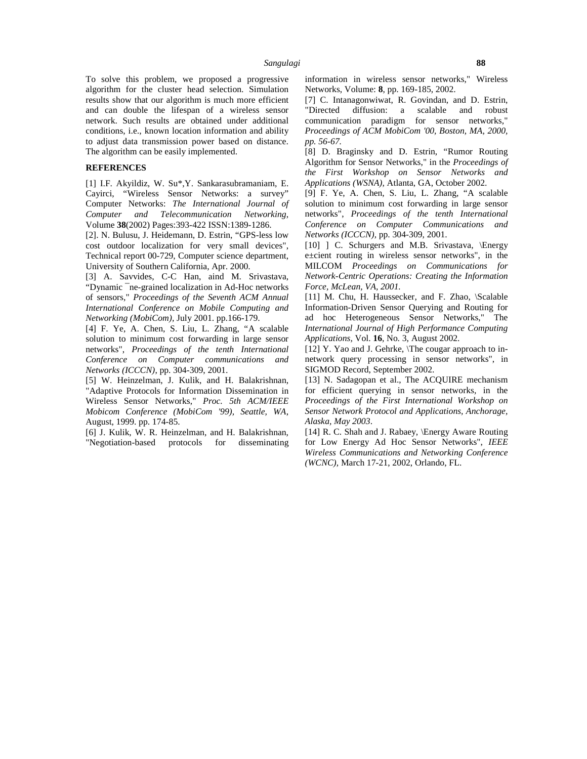To solve this problem, we proposed a progressive algorithm for the cluster head selection. Simulation results show that our algorithm is much more efficient and can double the lifespan of a wireless sensor network. Such results are obtained under additional conditions, i.e., known location information and ability to adjust data transmission power based on distance. The algorithm can be easily implemented.

**REFERENCES**

[1] I.F. Akyildiz, W. Su*,Y. Sankarasubramaniam, E. Cayirci, "Wireless Sensor Networks: a survey" Computer Networks: *The International Journal of Computer and Telecommunication Networking*, Volume **38**(2002) Pages:393-422 ISSN:1389-1286.

[2]. N. Bulusu, J. Heidemann, D. Estrin, "GPS-less low cost outdoor localization for very small devices", Technical report 00-729, Computer science department, University of Southern California, Apr. 2000.

[3] A. Savvides, C-C Han, aind M. Srivastava, "Dynamic ¯ne-grained localization in Ad-Hoc networks of sensors," *Proceedings of the Seventh ACM Annual International Conference on Mobile Computing and Networking (MobiCom)*, July 2001. pp.166-179.

[4] F. Ye, A. Chen, S. Liu, L. Zhang, "A scalable solution to minimum cost forwarding in large sensor networks", *Proceedings of the tenth International Conference on Computer communications and Networks (ICCCN)*, pp. 304-309, 2001.

[5] W. Heinzelman, J. Kulik, and H. Balakrishnan, "Adaptive Protocols for Information Dissemination in Wireless Sensor Networks," *Proc. 5th ACM/IEEE Mobicom Conference (MobiCom '99), Seattle, WA*, August, 1999. pp. 174-85.

[6] J. Kulik, W. R. Heinzelman, and H. Balakrishnan, "Negotiation-based protocols for disseminating information in wireless sensor networks," Wireless Networks, Volume: **8**, pp. 169-185, 2002.

[7] C. Intanagonwiwat, R. Govindan, and D. Estrin, "Directed diffusion: a scalable and robust communication paradigm for sensor networks," *Proceedings of ACM MobiCom '00, Boston, MA, 2000, pp. 56-67.*

[8] D. Braginsky and D. Estrin, "Rumor Routing Algorithm for Sensor Networks," in the *Proceedings of the First Workshop on Sensor Networks and Applications (WSNA)*, Atlanta, GA, October 2002.

[9] F. Ye, A. Chen, S. Liu, L. Zhang, "A scalable solution to minimum cost forwarding in large sensor networks", *Proceedings of the tenth International Conference on Computer Communications and Networks (ICCCN)*, pp. 304-309, 2001.

[10] ] C. Schurgers and M.B. Srivastava, \Energy e±cient routing in wireless sensor networks", in the MILCOM *Proceedings on Communications for Network-Centric Operations: Creating the Information Force, McLean, VA, 2001.*

[11] M. Chu, H. Haussecker, and F. Zhao, \Scalable Information-Driven Sensor Querying and Routing for ad hoc Heterogeneous Sensor Networks," The *International Journal of High Performance Computing Applications*, Vol. **16**, No. 3, August 2002.

[12] Y. Yao and J. Gehrke, \The cougar approach to in-network query processing in sensor networks", in SIGMOD Record, September 2002.

[13] N. Sadagopan et al., The ACQUIRE mechanism for efficient querying in sensor networks, in the *Proceedings of the First International Workshop on Sensor Network Protocol and Applications, Anchorage, Alaska, May 2003*.

[14] R. C. Shah and J. Rabaey, \Energy Aware Routing for Low Energy Ad Hoc Sensor Networks", *IEEE Wireless Communications and Networking Conference (WCNC)*, March 17-21, 2002, Orlando, FL.